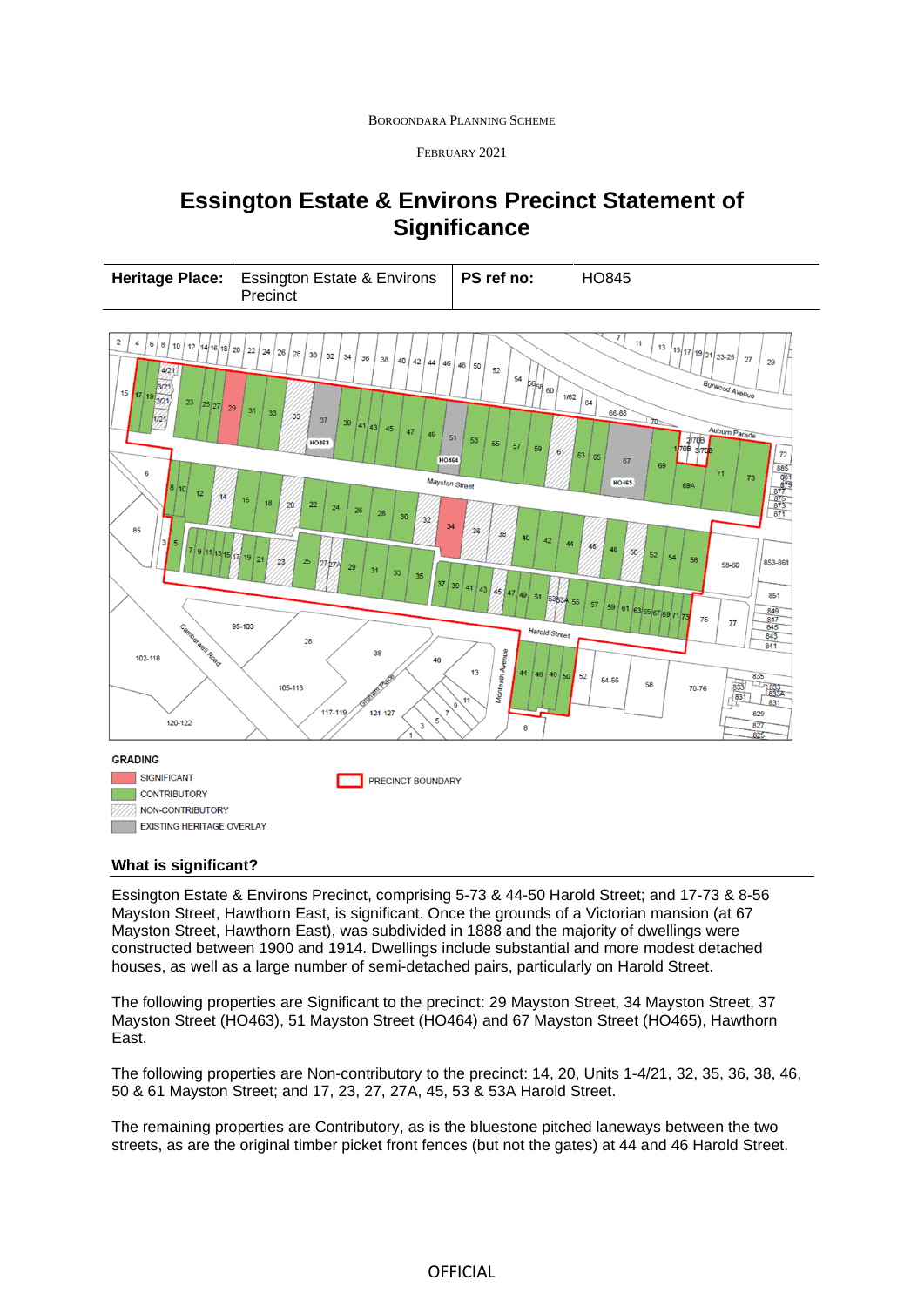BOROONDARA PLANNING SCHEME

FEBRUARY 2021

# Essington Estate & Environs Precinct Statement of Significance

| **Heritage Place:** | Essington Estate & Environs Precinct | **PS ref no:** | HO845 |
|---|---|---|---|

GRADING

- SIGNIFICANT
- CONTRIBUTORY
- NON-CONTRIBUTORY
- EXISTING HERITAGE OVERLAY

PRECINCT BOUNDARY

## What is significant?

Essington Estate & Environs Precinct, comprising 5-73 & 44-50 Harold Street; and 17-73 & 8-56 Mayston Street, Hawthorn East, is significant. Once the grounds of a Victorian mansion (at 67 Mayston Street, Hawthorn East), was subdivided in 1888 and the majority of dwellings were constructed between 1900 and 1914. Dwellings include substantial and more modest detached houses, as well as a large number of semi-detached pairs, particularly on Harold Street.

The following properties are Significant to the precinct: 29 Mayston Street, 34 Mayston Street, 37 Mayston Street (HO463), 51 Mayston Street (HO464) and 67 Mayston Street (HO465), Hawthorn East.

The following properties are Non-contributory to the precinct: 14, 20, Units 1-4/21, 32, 35, 36, 38, 46, 50 & 61 Mayston Street; and 17, 23, 27, 27A, 45, 53 & 53A Harold Street.

The remaining properties are Contributory, as is the bluestone pitched laneways between the two streets, as are the original timber picket front fences (but not the gates) at 44 and 46 Harold Street.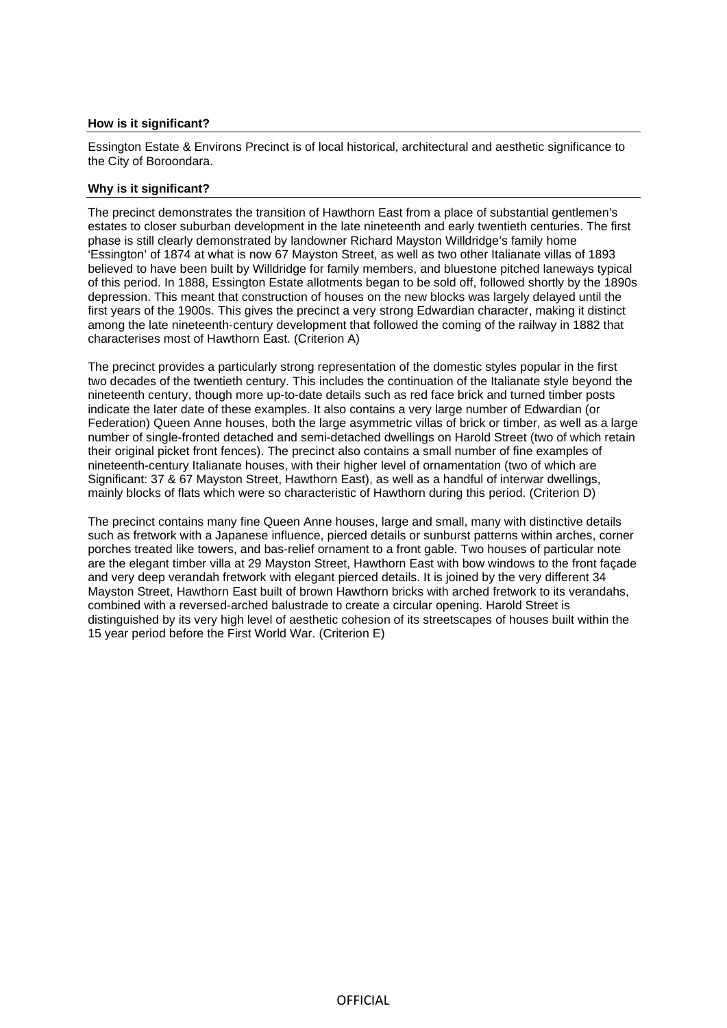**How is it significant?**

Essington Estate & Environs Precinct is of local historical, architectural and aesthetic significance to the City of Boroondara.

**Why is it significant?**

The precinct demonstrates the transition of Hawthorn East from a place of substantial gentlemen's estates to closer suburban development in the late nineteenth and early twentieth centuries. The first phase is still clearly demonstrated by landowner Richard Mayston Willdridge's family home 'Essington' of 1874 at what is now 67 Mayston Street, as well as two other Italianate villas of 1893 believed to have been built by Willdridge for family members, and bluestone pitched laneways typical of this period. In 1888, Essington Estate allotments began to be sold off, followed shortly by the 1890s depression. This meant that construction of houses on the new blocks was largely delayed until the first years of the 1900s. This gives the precinct a very strong Edwardian character, making it distinct among the late nineteenth-century development that followed the coming of the railway in 1882 that characterises most of Hawthorn East. (Criterion A)

The precinct provides a particularly strong representation of the domestic styles popular in the first two decades of the twentieth century. This includes the continuation of the Italianate style beyond the nineteenth century, though more up-to-date details such as red face brick and turned timber posts indicate the later date of these examples. It also contains a very large number of Edwardian (or Federation) Queen Anne houses, both the large asymmetric villas of brick or timber, as well as a large number of single-fronted detached and semi-detached dwellings on Harold Street (two of which retain their original picket front fences). The precinct also contains a small number of fine examples of nineteenth-century Italianate houses, with their higher level of ornamentation (two of which are Significant: 37 & 67 Mayston Street, Hawthorn East), as well as a handful of interwar dwellings, mainly blocks of flats which were so characteristic of Hawthorn during this period. (Criterion D)

The precinct contains many fine Queen Anne houses, large and small, many with distinctive details such as fretwork with a Japanese influence, pierced details or sunburst patterns within arches, corner porches treated like towers, and bas-relief ornament to a front gable. Two houses of particular note are the elegant timber villa at 29 Mayston Street, Hawthorn East with bow windows to the front façade and very deep verandah fretwork with elegant pierced details. It is joined by the very different 34 Mayston Street, Hawthorn East built of brown Hawthorn bricks with arched fretwork to its verandahs, combined with a reversed-arched balustrade to create a circular opening. Harold Street is distinguished by its very high level of aesthetic cohesion of its streetscapes of houses built within the 15 year period before the First World War. (Criterion E)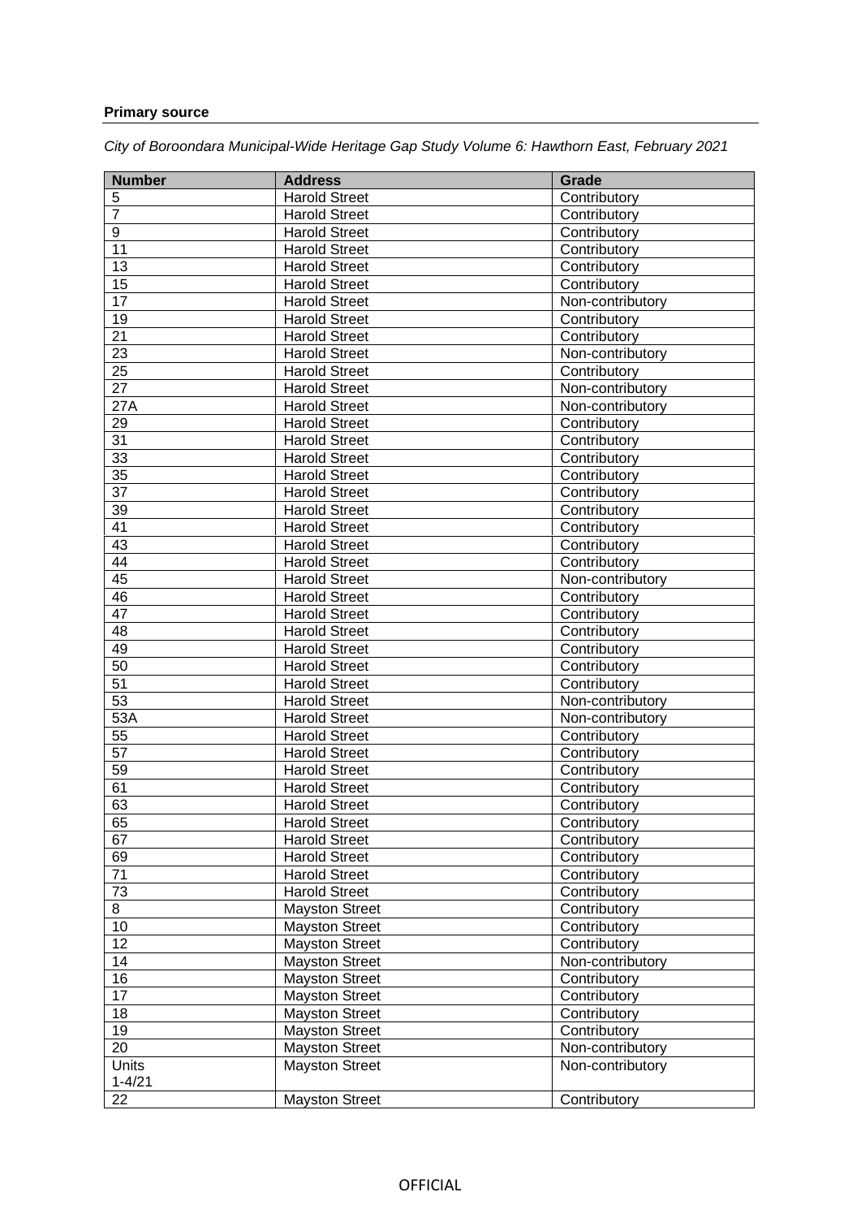**Primary source**

*City of Boroondara Municipal-Wide Heritage Gap Study Volume 6: Hawthorn East, February 2021*

| Number | Address | Grade |
|---|---|---|
| 5 | Harold Street | Contributory |
| 7 | Harold Street | Contributory |
| 9 | Harold Street | Contributory |
| 11 | Harold Street | Contributory |
| 13 | Harold Street | Contributory |
| 15 | Harold Street | Contributory |
| 17 | Harold Street | Non-contributory |
| 19 | Harold Street | Contributory |
| 21 | Harold Street | Contributory |
| 23 | Harold Street | Non-contributory |
| 25 | Harold Street | Contributory |
| 27 | Harold Street | Non-contributory |
| 27A | Harold Street | Non-contributory |
| 29 | Harold Street | Contributory |
| 31 | Harold Street | Contributory |
| 33 | Harold Street | Contributory |
| 35 | Harold Street | Contributory |
| 37 | Harold Street | Contributory |
| 39 | Harold Street | Contributory |
| 41 | Harold Street | Contributory |
| 43 | Harold Street | Contributory |
| 44 | Harold Street | Contributory |
| 45 | Harold Street | Non-contributory |
| 46 | Harold Street | Contributory |
| 47 | Harold Street | Contributory |
| 48 | Harold Street | Contributory |
| 49 | Harold Street | Contributory |
| 50 | Harold Street | Contributory |
| 51 | Harold Street | Contributory |
| 53 | Harold Street | Non-contributory |
| 53A | Harold Street | Non-contributory |
| 55 | Harold Street | Contributory |
| 57 | Harold Street | Contributory |
| 59 | Harold Street | Contributory |
| 61 | Harold Street | Contributory |
| 63 | Harold Street | Contributory |
| 65 | Harold Street | Contributory |
| 67 | Harold Street | Contributory |
| 69 | Harold Street | Contributory |
| 71 | Harold Street | Contributory |
| 73 | Harold Street | Contributory |
| 8 | Mayston Street | Contributory |
| 10 | Mayston Street | Contributory |
| 12 | Mayston Street | Contributory |
| 14 | Mayston Street | Non-contributory |
| 16 | Mayston Street | Contributory |
| 17 | Mayston Street | Contributory |
| 18 | Mayston Street | Contributory |
| 19 | Mayston Street | Contributory |
| 20 | Mayston Street | Non-contributory |
| Units 1-4/21 | Mayston Street | Non-contributory |
| 22 | Mayston Street | Contributory |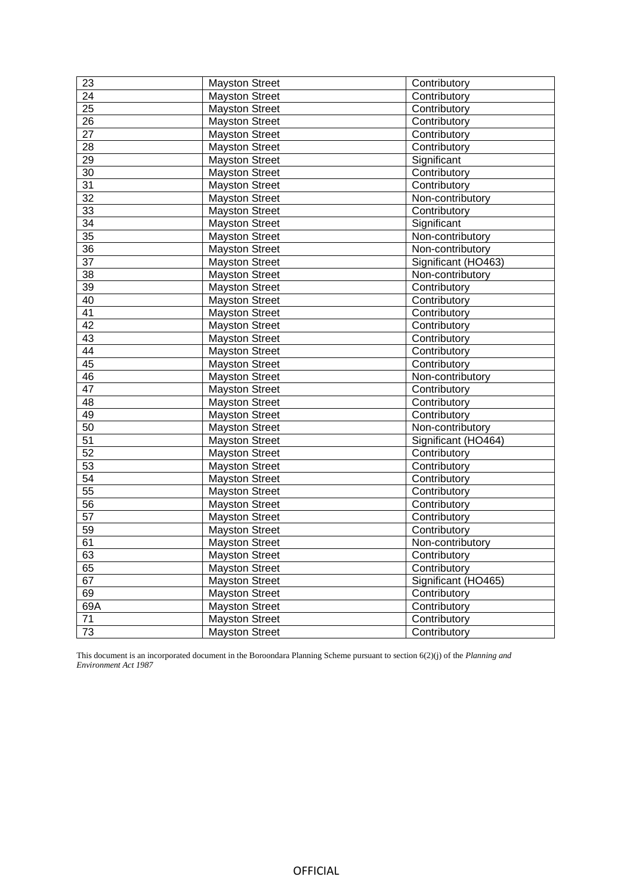| | | |
|---|---|---|
| 23 | Mayston Street | Contributory |
| 24 | Mayston Street | Contributory |
| 25 | Mayston Street | Contributory |
| 26 | Mayston Street | Contributory |
| 27 | Mayston Street | Contributory |
| 28 | Mayston Street | Contributory |
| 29 | Mayston Street | Significant |
| 30 | Mayston Street | Contributory |
| 31 | Mayston Street | Contributory |
| 32 | Mayston Street | Non-contributory |
| 33 | Mayston Street | Contributory |
| 34 | Mayston Street | Significant |
| 35 | Mayston Street | Non-contributory |
| 36 | Mayston Street | Non-contributory |
| 37 | Mayston Street | Significant (HO463) |
| 38 | Mayston Street | Non-contributory |
| 39 | Mayston Street | Contributory |
| 40 | Mayston Street | Contributory |
| 41 | Mayston Street | Contributory |
| 42 | Mayston Street | Contributory |
| 43 | Mayston Street | Contributory |
| 44 | Mayston Street | Contributory |
| 45 | Mayston Street | Contributory |
| 46 | Mayston Street | Non-contributory |
| 47 | Mayston Street | Contributory |
| 48 | Mayston Street | Contributory |
| 49 | Mayston Street | Contributory |
| 50 | Mayston Street | Non-contributory |
| 51 | Mayston Street | Significant (HO464) |
| 52 | Mayston Street | Contributory |
| 53 | Mayston Street | Contributory |
| 54 | Mayston Street | Contributory |
| 55 | Mayston Street | Contributory |
| 56 | Mayston Street | Contributory |
| 57 | Mayston Street | Contributory |
| 59 | Mayston Street | Contributory |
| 61 | Mayston Street | Non-contributory |
| 63 | Mayston Street | Contributory |
| 65 | Mayston Street | Contributory |
| 67 | Mayston Street | Significant (HO465) |
| 69 | Mayston Street | Contributory |
| 69A | Mayston Street | Contributory |
| 71 | Mayston Street | Contributory |
| 73 | Mayston Street | Contributory |

This document is an incorporated document in the Boroondara Planning Scheme pursuant to section 6(2)(j) of the *Planning and Environment Act 1987*

OFFICIAL